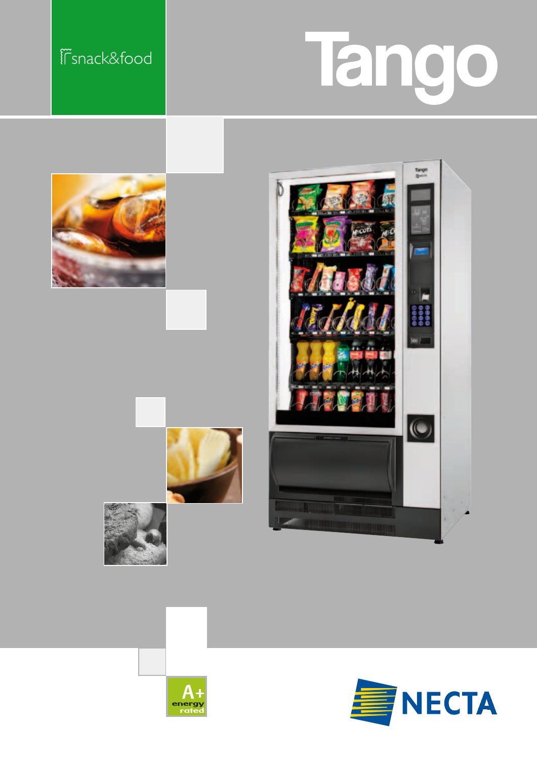snack&food

# Tango

A+ energy rated

NECTA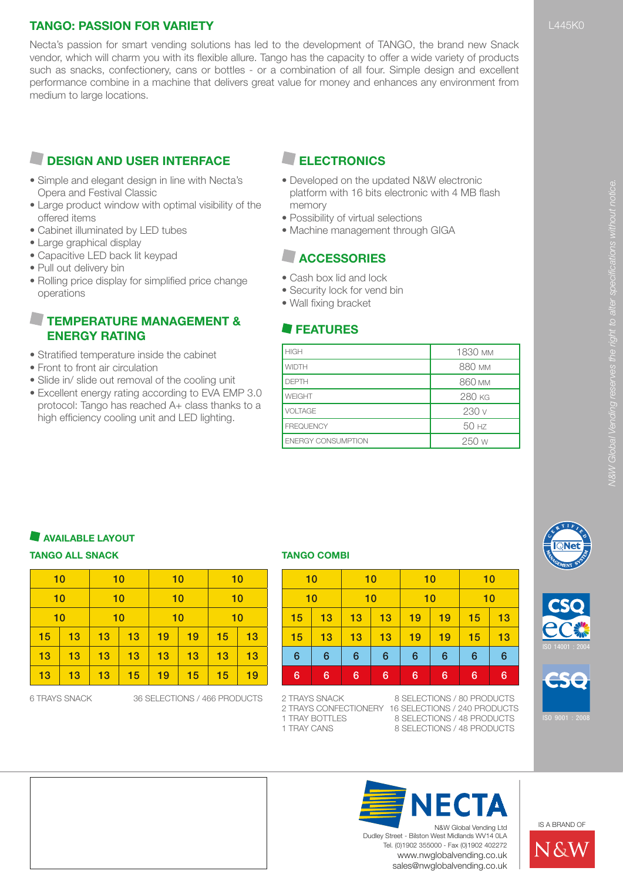## TANGO: PASSION FOR VARIETY

Necta's passion for smart vending solutions has led to the development of TANGO, the brand new Snack vendor, which will charm you with its flexible allure. Tango has the capacity to offer a wide variety of products such as snacks, confectionery, cans or bottles - or a combination of all four. Simple design and excellent performance combine in a machine that delivers great value for money and enhances any environment from medium to large locations.

### DESIGN AND USER INTERFACE

- Simple and elegant design in line with Necta's Opera and Festival Classic
- Large product window with optimal visibility of the offered items
- Cabinet illuminated by LED tubes
- Large graphical display
- Capacitive LED back lit keypad
- Pull out delivery bin
- Rolling price display for simplified price change operations

### TEMPERATURE MANAGEMENT & ENERGY RATING

- Stratified temperature inside the cabinet
- Front to front air circulation
- Slide in/ slide out removal of the cooling unit
- Excellent energy rating according to EVA EMP 3.0 protocol: Tango has reached A+ class thanks to a high efficiency cooling unit and LED lighting.

### ELECTRONICS

- Developed on the updated N&W electronic platform with 16 bits electronic with 4 MB flash memory
- Possibility of virtual selections
- Machine management through GIGA

### ACCESSORIES

- Cash box lid and lock
- Security lock for vend bin
- Wall fixing bracket

### FEATURES

| | |
|---|---|
| HIGH | 1830 MM |
| WIDTH | 880 MM |
| DEPTH | 860 MM |
| WEIGHT | 280 KG |
| VOLTAGE | 230 V |
| FREQUENCY | 50 HZ |
| ENERGY CONSUMPTION | 250 W |

### AVAILABLE LAYOUT

**TANGO ALL SNACK**

| | | | | | | | |
|---|---|---|---|---|---|---|---|
| 10 | | 10 | | 10 | | 10 | |
| 10 | | 10 | | 10 | | 10 | |
| 10 | | 10 | | 10 | | 10 | |
| 15 | 13 | 13 | 13 | 19 | 19 | 15 | 13 |
| 13 | 13 | 13 | 13 | 13 | 13 | 13 | 13 |
| 13 | 13 | 13 | 15 | 19 | 15 | 15 | 19 |

6 TRAYS SNACK — 36 SELECTIONS / 466 PRODUCTS

**TANGO COMBI**

| | | | | | | | |
|---|---|---|---|---|---|---|---|
| 10 | | 10 | | 10 | | 10 | |
| 10 | | 10 | | 10 | | 10 | |
| 15 | 13 | 13 | 13 | 19 | 19 | 15 | 13 |
| 15 | 13 | 13 | 13 | 19 | 19 | 15 | 13 |
| 6 | 6 | 6 | 6 | 6 | 6 | 6 | 6 |
| 6 | 6 | 6 | 6 | 6 | 6 | 6 | 6 |

2 TRAYS SNACK — 8 SELECTIONS / 80 PRODUCTS
2 TRAYS CONFECTIONERY — 16 SELECTIONS / 240 PRODUCTS
1 TRAY BOTTLES — 8 SELECTIONS / 48 PRODUCTS
1 TRAY CANS — 8 SELECTIONS / 48 PRODUCTS

L445K0

*N&W Global Vending reserves the right to alter specifications without notice.*

ISO 14001 : 2004

ISO 9001 : 2008

NECTA

N&W Global Vending Ltd
Dudley Street - Bilston West Midlands WV14 0LA
Tel. (0)1902 355000 - Fax (0)1902 402272
www.nwglobalvending.co.uk
sales@nwglobalvending.co.uk

IS A BRAND OF N&W